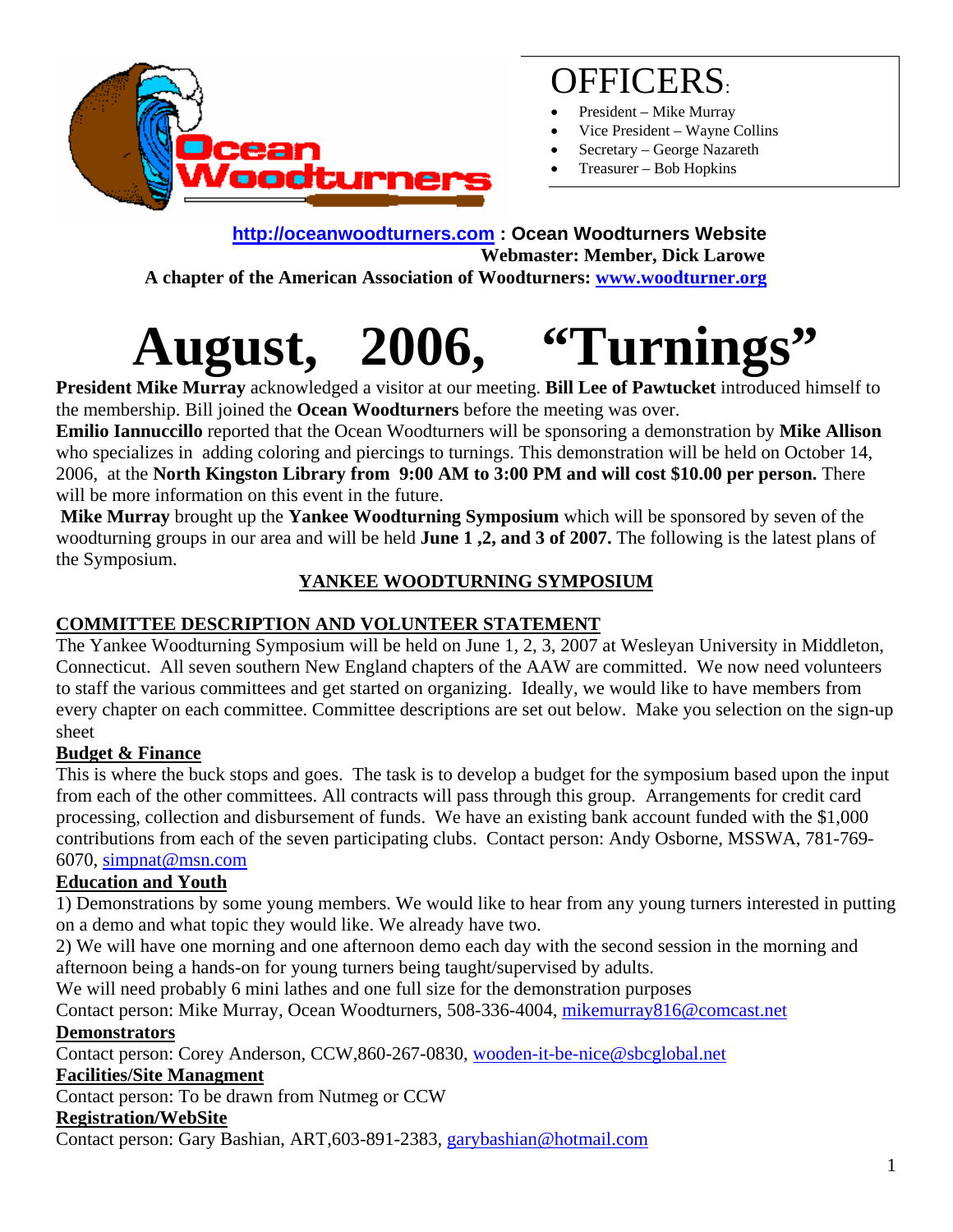# OFFICERS:

- President – Mike Murray
- Vice President – Wayne Collins
- Secretary – George Nazareth
- Treasurer – Bob Hopkins

**http://oceanwoodturners.com : Ocean Woodturners Website**
**Webmaster: Member, Dick Larowe**
**A chapter of the American Association of Woodturners: www.woodturner.org**

# August, 2006, "Turnings"

**President Mike Murray** acknowledged a visitor at our meeting. **Bill Lee of Pawtucket** introduced himself to the membership. Bill joined the **Ocean Woodturners** before the meeting was over.

**Emilio Iannuccillo** reported that the Ocean Woodturners will be sponsoring a demonstration by **Mike Allison** who specializes in adding coloring and piercings to turnings. This demonstration will be held on October 14, 2006, at the **North Kingston Library from 9:00 AM to 3:00 PM and will cost $10.00 per person.** There will be more information on this event in the future.

**Mike Murray** brought up the **Yankee Woodturning Symposium** which will be sponsored by seven of the woodturning groups in our area and will be held **June 1 ,2, and 3 of 2007.** The following is the latest plans of the Symposium.

## YANKEE WOODTURNING SYMPOSIUM

### COMMITTEE DESCRIPTION AND VOLUNTEER STATEMENT

The Yankee Woodturning Symposium will be held on June 1, 2, 3, 2007 at Wesleyan University in Middleton, Connecticut. All seven southern New England chapters of the AAW are committed. We now need volunteers to staff the various committees and get started on organizing. Ideally, we would like to have members from every chapter on each committee. Committee descriptions are set out below. Make you selection on the sign-up sheet

**Budget & Finance**

This is where the buck stops and goes. The task is to develop a budget for the symposium based upon the input from each of the other committees. All contracts will pass through this group. Arrangements for credit card processing, collection and disbursement of funds. We have an existing bank account funded with the $1,000 contributions from each of the seven participating clubs. Contact person: Andy Osborne, MSSWA, 781-769-6070, simpnat@msn.com

**Education and Youth**

1) Demonstrations by some young members. We would like to hear from any young turners interested in putting on a demo and what topic they would like. We already have two.

2) We will have one morning and one afternoon demo each day with the second session in the morning and afternoon being a hands-on for young turners being taught/supervised by adults.

We will need probably 6 mini lathes and one full size for the demonstration purposes

Contact person: Mike Murray, Ocean Woodturners, 508-336-4004, mikemurray816@comcast.net

**Demonstrators**

Contact person: Corey Anderson, CCW,860-267-0830, wooden-it-be-nice@sbcglobal.net

**Facilities/Site Managment**

Contact person: To be drawn from Nutmeg or CCW

**Registration/WebSite**

Contact person: Gary Bashian, ART,603-891-2383, garybashian@hotmail.com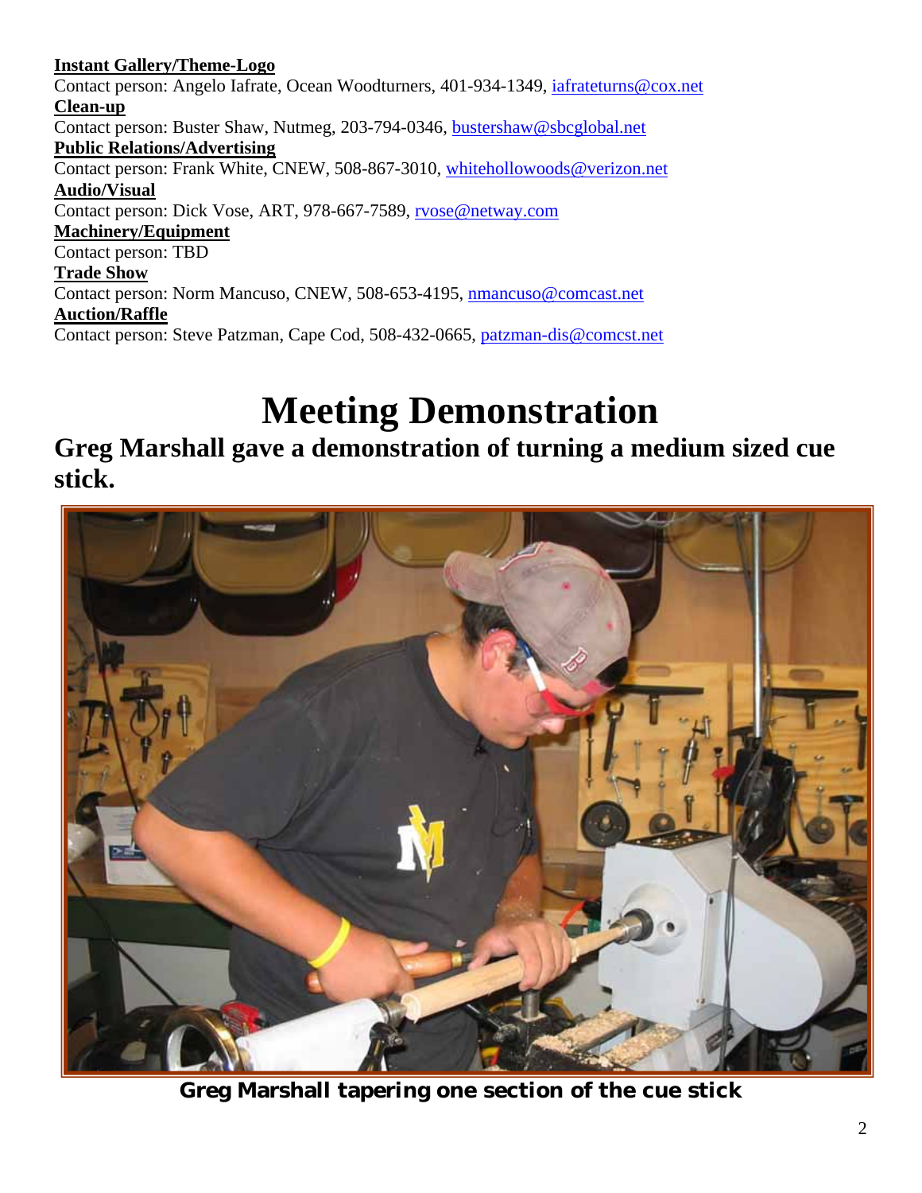**Instant Gallery/Theme-Logo**
Contact person: Angelo Iafrate, Ocean Woodturners, 401-934-1349, iafrateturns@cox.net
**Clean-up**
Contact person: Buster Shaw, Nutmeg, 203-794-0346, bustershaw@sbcglobal.net
**Public Relations/Advertising**
Contact person: Frank White, CNEW, 508-867-3010, whitehollowoods@verizon.net
**Audio/Visual**
Contact person: Dick Vose, ART, 978-667-7589, rvose@netway.com
**Machinery/Equipment**
Contact person: TBD
**Trade Show**
Contact person: Norm Mancuso, CNEW, 508-653-4195, nmancuso@comcast.net
**Auction/Raffle**
Contact person: Steve Patzman, Cape Cod, 508-432-0665, patzman-dis@comcst.net

# Meeting Demonstration

## Greg Marshall gave a demonstration of turning a medium sized cue stick.

**Greg Marshall tapering one section of the cue stick**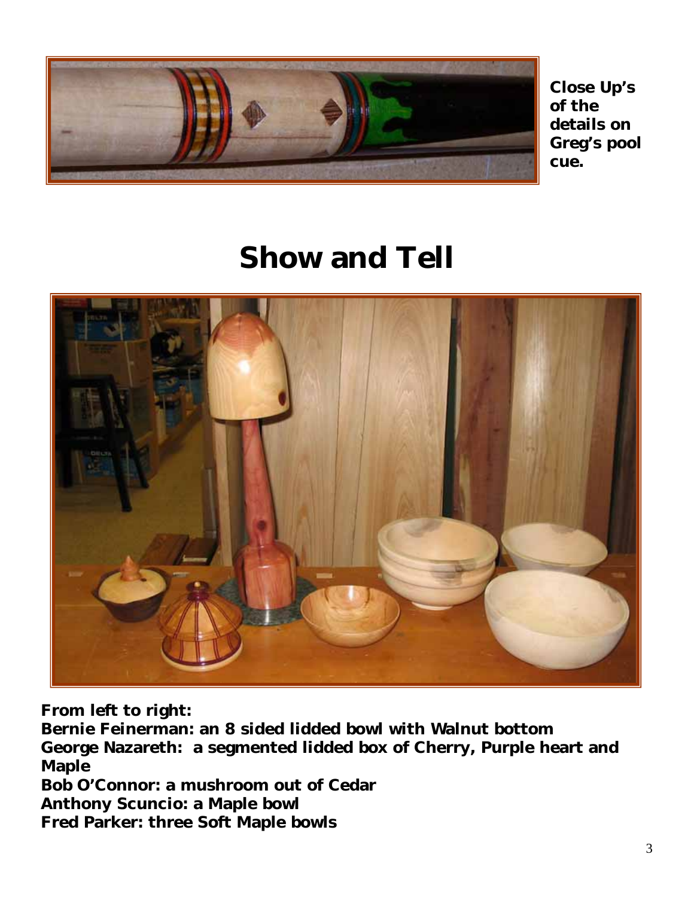Close Up's of the details on Greg's pool cue.

# Show and Tell

**From left to right:**
**Bernie Feinerman: an 8 sided lidded bowl with Walnut bottom**
**George Nazareth: a segmented lidded box of Cherry, Purple heart and Maple**
**Bob O'Connor: a mushroom out of Cedar**
**Anthony Scuncio: a Maple bowl**
**Fred Parker: three Soft Maple bowls**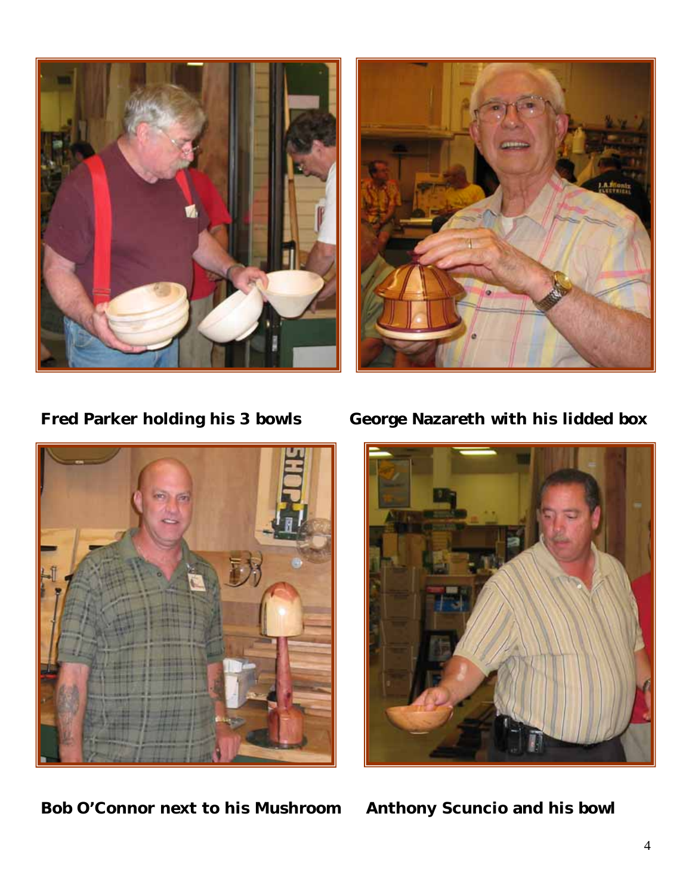**Fred Parker holding his 3 bowls**

**George Nazareth with his lidded box**

**Bob O'Connor next to his Mushroom**

**Anthony Scuncio and his bowl**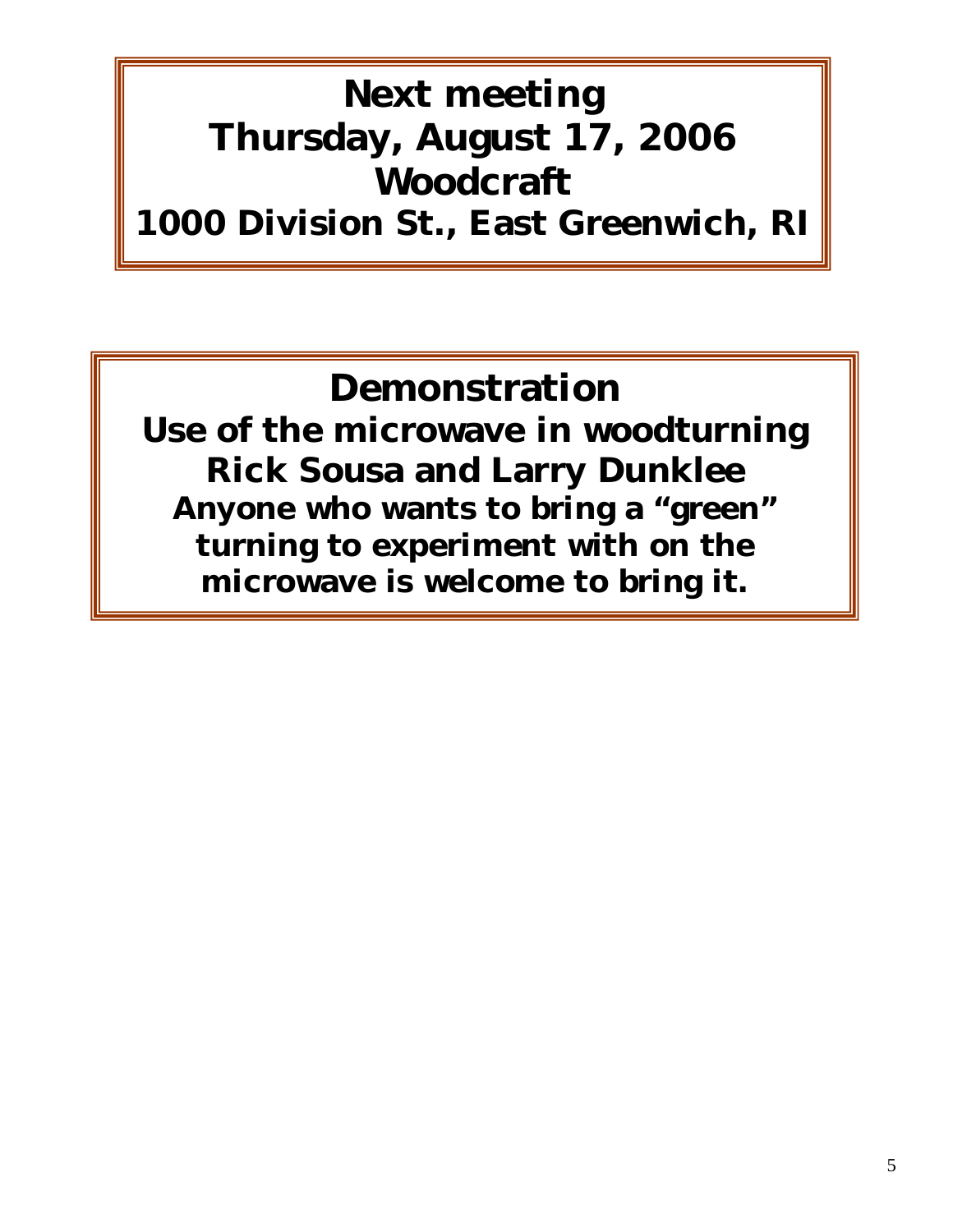**Next meeting**

**Thursday, August 17, 2006**

**Woodcraft**

**1000 Division St., East Greenwich, RI**

**Demonstration**

**Use of the microwave in woodturning**

**Rick Sousa and Larry Dunklee**

**Anyone who wants to bring a "green" turning to experiment with on the microwave is welcome to bring it.**